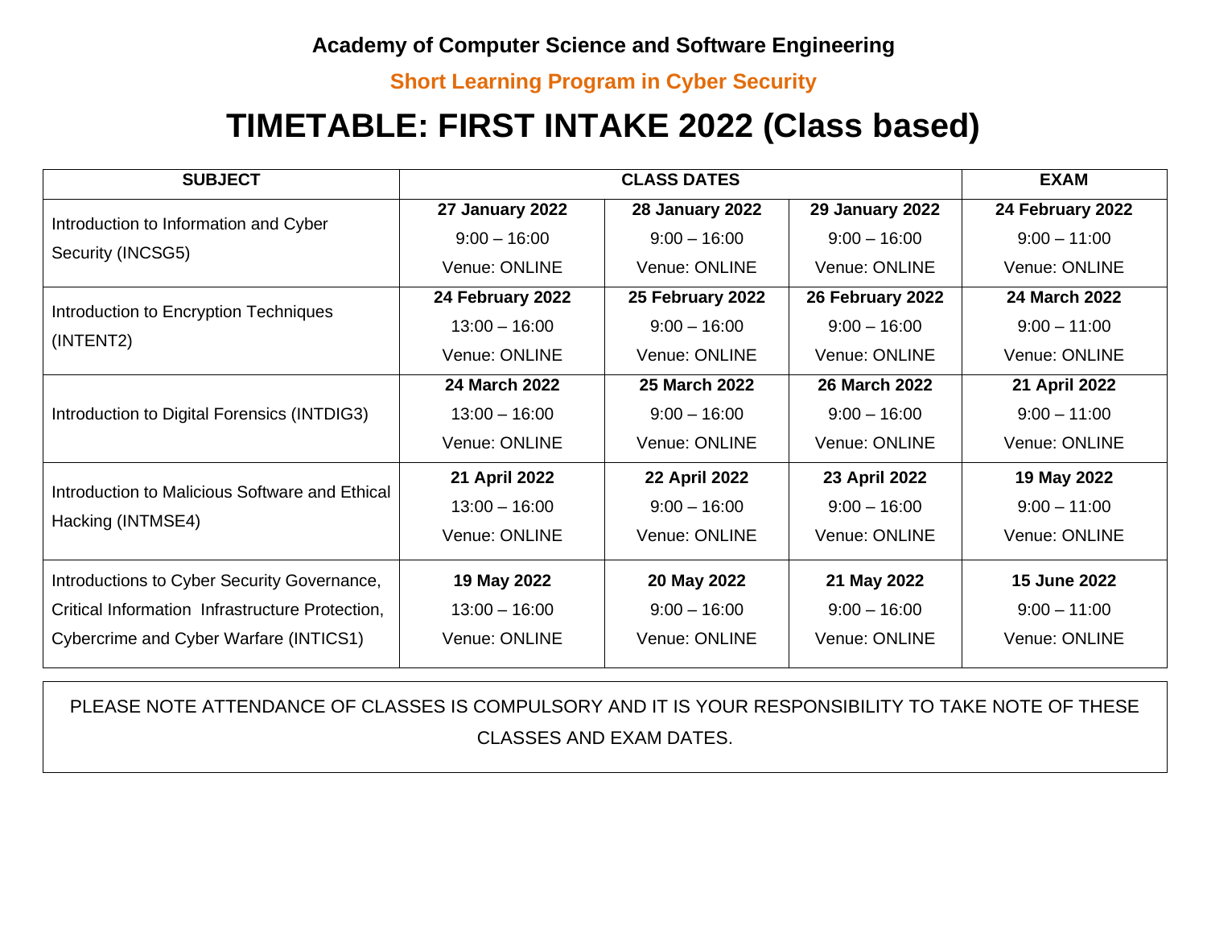**Academy of Computer Science and Software Engineering**

**Short Learning Program in Cyber Security**

# TIMETABLE: FIRST INTAKE 2022 (Class based)

| SUBJECT | CLASS DATES | | | EXAM |
|---|---|---|---|---|
| Introduction to Information and Cyber Security (INCSG5) | **27 January 2022**<br>9:00 – 16:00<br>Venue: ONLINE | **28 January 2022**<br>9:00 – 16:00<br>Venue: ONLINE | **29 January 2022**<br>9:00 – 16:00<br>Venue: ONLINE | **24 February 2022**<br>9:00 – 11:00<br>Venue: ONLINE |
| Introduction to Encryption Techniques (INTENT2) | **24 February 2022**<br>13:00 – 16:00<br>Venue: ONLINE | **25 February 2022**<br>9:00 – 16:00<br>Venue: ONLINE | **26 February 2022**<br>9:00 – 16:00<br>Venue: ONLINE | **24 March 2022**<br>9:00 – 11:00<br>Venue: ONLINE |
| Introduction to Digital Forensics (INTDIG3) | **24 March 2022**<br>13:00 – 16:00<br>Venue: ONLINE | **25 March 2022**<br>9:00 – 16:00<br>Venue: ONLINE | **26 March 2022**<br>9:00 – 16:00<br>Venue: ONLINE | **21 April 2022**<br>9:00 – 11:00<br>Venue: ONLINE |
| Introduction to Malicious Software and Ethical Hacking (INTMSE4) | **21 April 2022**<br>13:00 – 16:00<br>Venue: ONLINE | **22 April 2022**<br>9:00 – 16:00<br>Venue: ONLINE | **23 April 2022**<br>9:00 – 16:00<br>Venue: ONLINE | **19 May 2022**<br>9:00 – 11:00<br>Venue: ONLINE |
| Introductions to Cyber Security Governance, Critical Information Infrastructure Protection, Cybercrime and Cyber Warfare (INTICS1) | **19 May 2022**<br>13:00 – 16:00<br>Venue: ONLINE | **20 May 2022**<br>9:00 – 16:00<br>Venue: ONLINE | **21 May 2022**<br>9:00 – 16:00<br>Venue: ONLINE | **15 June 2022**<br>9:00 – 11:00<br>Venue: ONLINE |

PLEASE NOTE ATTENDANCE OF CLASSES IS COMPULSORY AND IT IS YOUR RESPONSIBILITY TO TAKE NOTE OF THESE CLASSES AND EXAM DATES.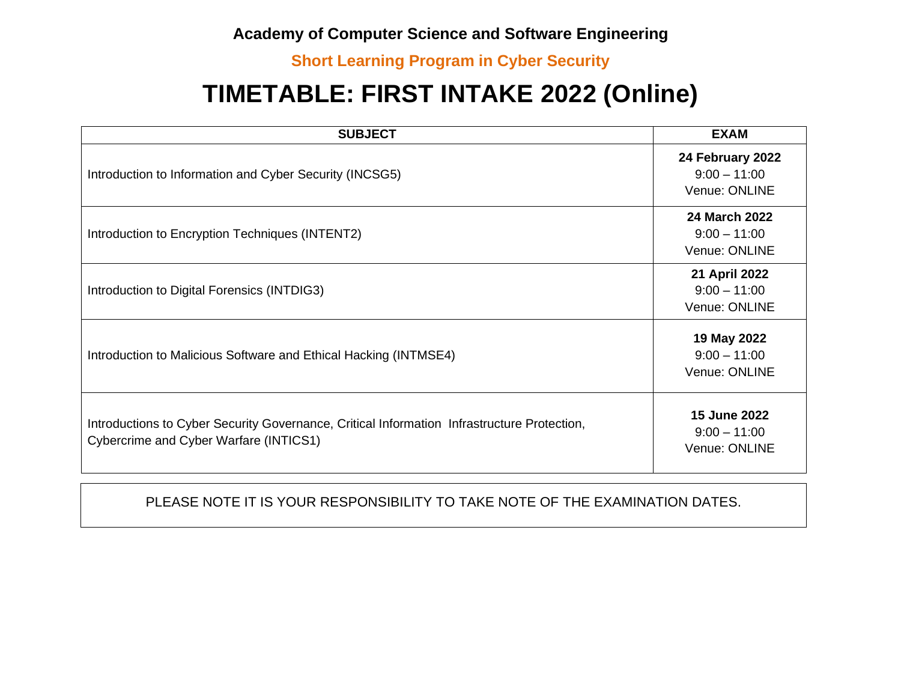**Academy of Computer Science and Software Engineering**

**Short Learning Program in Cyber Security**

# TIMETABLE: FIRST INTAKE 2022 (Online)

| SUBJECT | EXAM |
|---|---|
| Introduction to Information and Cyber Security (INCSG5) | **24 February 2022**<br>9:00 – 11:00<br>Venue: ONLINE |
| Introduction to Encryption Techniques (INTENT2) | **24 March 2022**<br>9:00 – 11:00<br>Venue: ONLINE |
| Introduction to Digital Forensics (INTDIG3) | **21 April 2022**<br>9:00 – 11:00<br>Venue: ONLINE |
| Introduction to Malicious Software and Ethical Hacking (INTMSE4) | **19 May 2022**<br>9:00 – 11:00<br>Venue: ONLINE |
| Introductions to Cyber Security Governance, Critical Information Infrastructure Protection, Cybercrime and Cyber Warfare (INTICS1) | **15 June 2022**<br>9:00 – 11:00<br>Venue: ONLINE |

PLEASE NOTE IT IS YOUR RESPONSIBILITY TO TAKE NOTE OF THE EXAMINATION DATES.